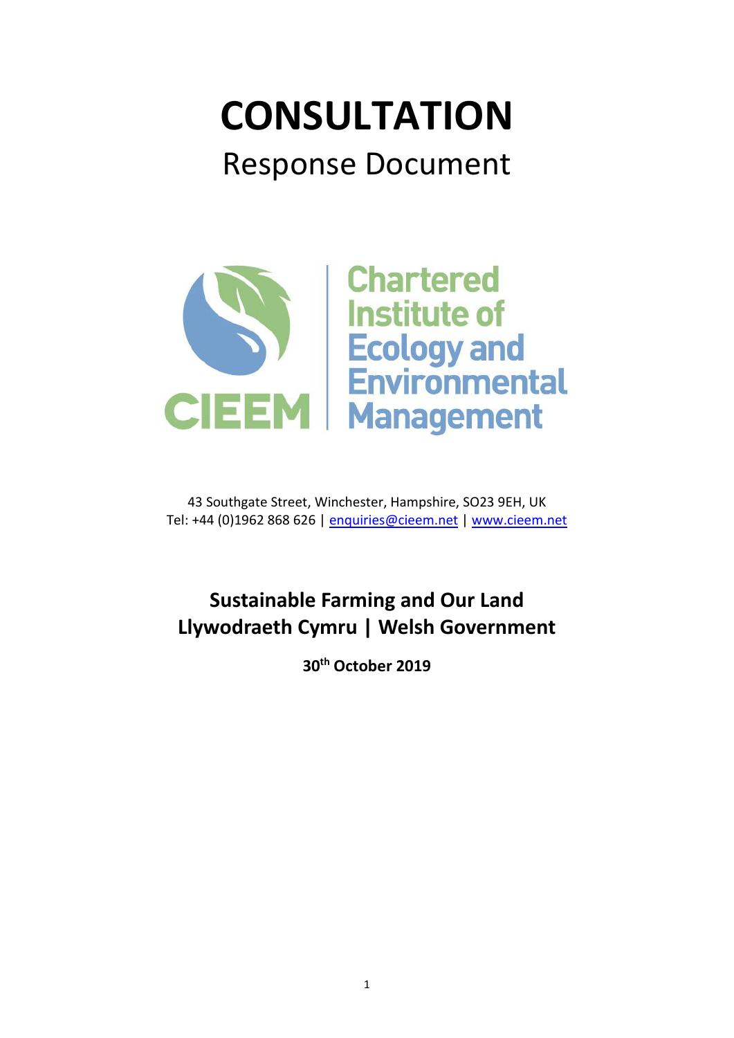# CONSULTATION

## Response Document

Chartered Institute of Ecology and Environmental Management

CIEEM

43 Southgate Street, Winchester, Hampshire, SO23 9EH, UK
Tel: +44 (0)1962 868 626 | enquiries@cieem.net | www.cieem.net

**Sustainable Farming and Our Land**
**Llywodraeth Cymru | Welsh Government**

**30th October 2019**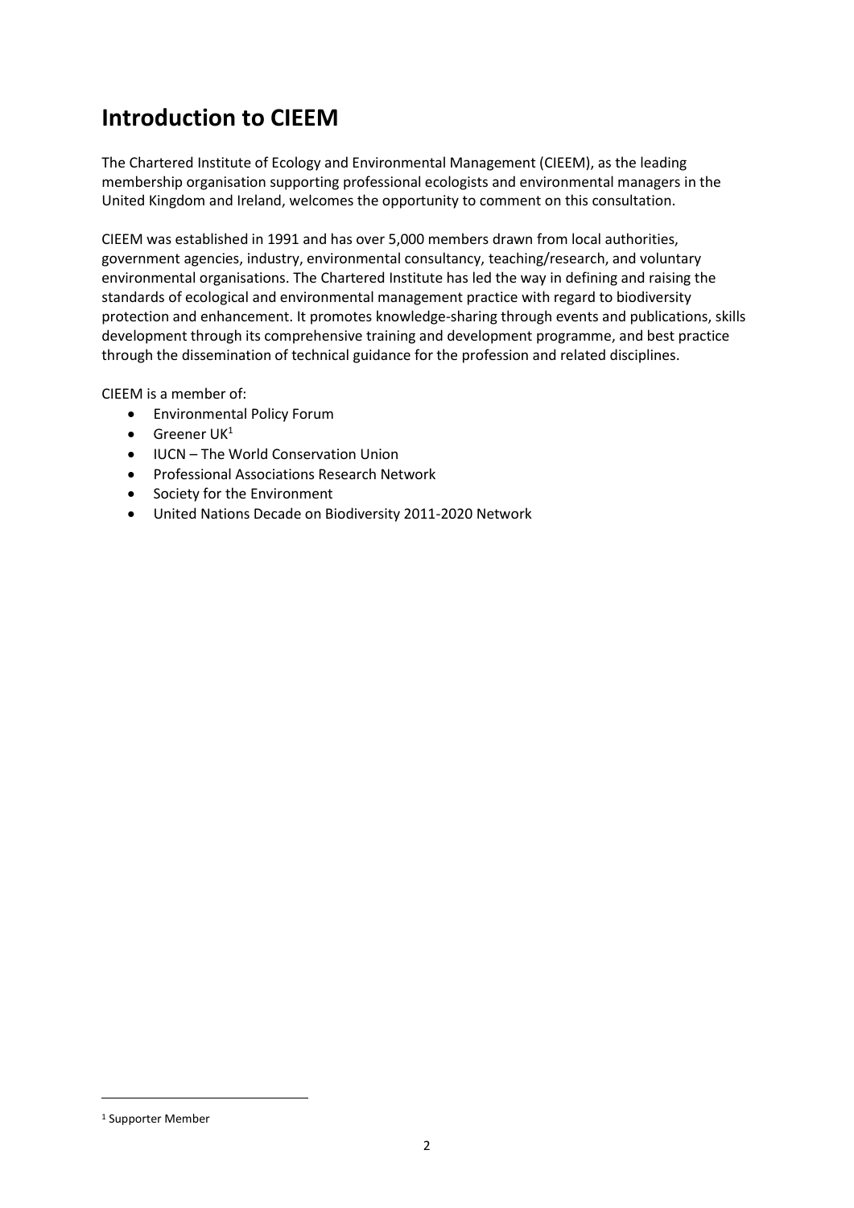# Introduction to CIEEM

The Chartered Institute of Ecology and Environmental Management (CIEEM), as the leading membership organisation supporting professional ecologists and environmental managers in the United Kingdom and Ireland, welcomes the opportunity to comment on this consultation.

CIEEM was established in 1991 and has over 5,000 members drawn from local authorities, government agencies, industry, environmental consultancy, teaching/research, and voluntary environmental organisations. The Chartered Institute has led the way in defining and raising the standards of ecological and environmental management practice with regard to biodiversity protection and enhancement. It promotes knowledge-sharing through events and publications, skills development through its comprehensive training and development programme, and best practice through the dissemination of technical guidance for the profession and related disciplines.

CIEEM is a member of:

- Environmental Policy Forum
- Greener UK[1]
- IUCN – The World Conservation Union
- Professional Associations Research Network
- Society for the Environment
- United Nations Decade on Biodiversity 2011-2020 Network

[1] Supporter Member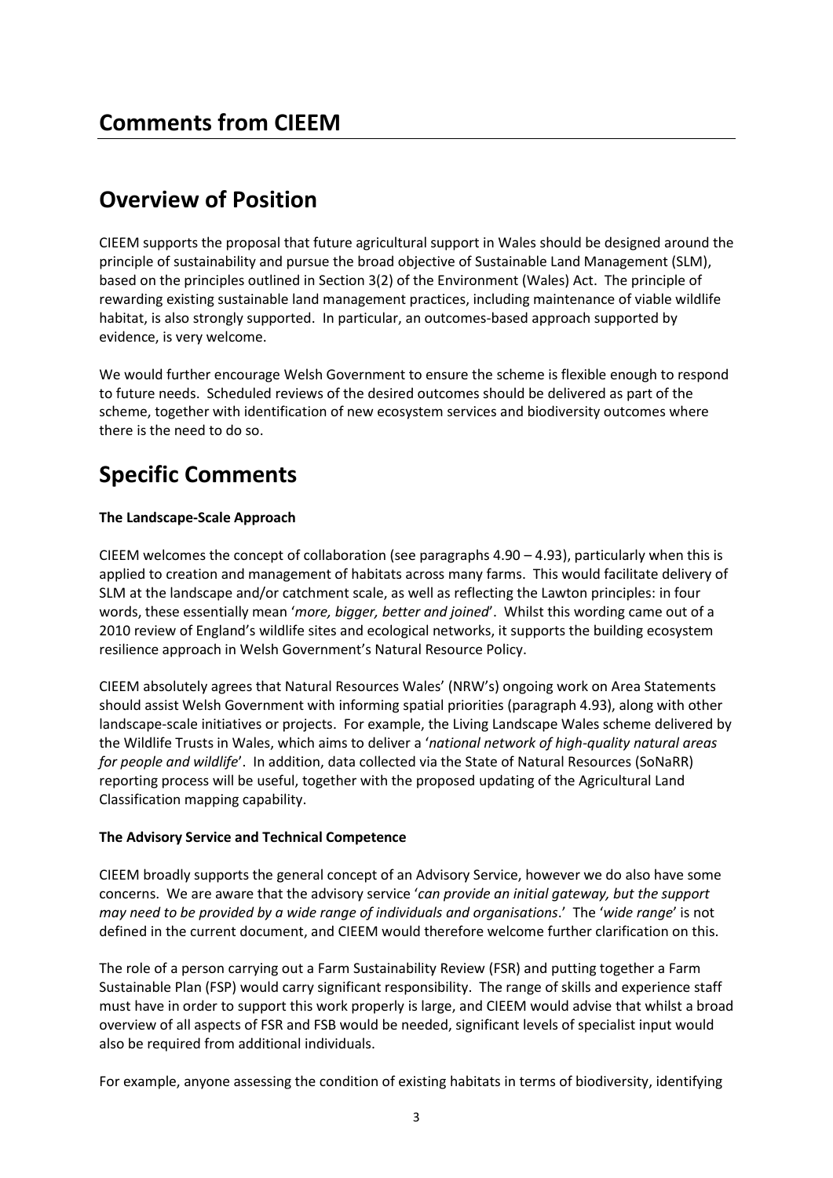# Comments from CIEEM

# Overview of Position

CIEEM supports the proposal that future agricultural support in Wales should be designed around the principle of sustainability and pursue the broad objective of Sustainable Land Management (SLM), based on the principles outlined in Section 3(2) of the Environment (Wales) Act. The principle of rewarding existing sustainable land management practices, including maintenance of viable wildlife habitat, is also strongly supported. In particular, an outcomes-based approach supported by evidence, is very welcome.

We would further encourage Welsh Government to ensure the scheme is flexible enough to respond to future needs. Scheduled reviews of the desired outcomes should be delivered as part of the scheme, together with identification of new ecosystem services and biodiversity outcomes where there is the need to do so.

# Specific Comments

**The Landscape-Scale Approach**

CIEEM welcomes the concept of collaboration (see paragraphs 4.90 – 4.93), particularly when this is applied to creation and management of habitats across many farms. This would facilitate delivery of SLM at the landscape and/or catchment scale, as well as reflecting the Lawton principles: in four words, these essentially mean '*more, bigger, better and joined*'. Whilst this wording came out of a 2010 review of England's wildlife sites and ecological networks, it supports the building ecosystem resilience approach in Welsh Government's Natural Resource Policy.

CIEEM absolutely agrees that Natural Resources Wales' (NRW's) ongoing work on Area Statements should assist Welsh Government with informing spatial priorities (paragraph 4.93), along with other landscape-scale initiatives or projects. For example, the Living Landscape Wales scheme delivered by the Wildlife Trusts in Wales, which aims to deliver a '*national network of high-quality natural areas for people and wildlife*'. In addition, data collected via the State of Natural Resources (SoNaRR) reporting process will be useful, together with the proposed updating of the Agricultural Land Classification mapping capability.

**The Advisory Service and Technical Competence**

CIEEM broadly supports the general concept of an Advisory Service, however we do also have some concerns. We are aware that the advisory service '*can provide an initial gateway, but the support may need to be provided by a wide range of individuals and organisations*.' The '*wide range*' is not defined in the current document, and CIEEM would therefore welcome further clarification on this.

The role of a person carrying out a Farm Sustainability Review (FSR) and putting together a Farm Sustainable Plan (FSP) would carry significant responsibility. The range of skills and experience staff must have in order to support this work properly is large, and CIEEM would advise that whilst a broad overview of all aspects of FSR and FSB would be needed, significant levels of specialist input would also be required from additional individuals.

For example, anyone assessing the condition of existing habitats in terms of biodiversity, identifying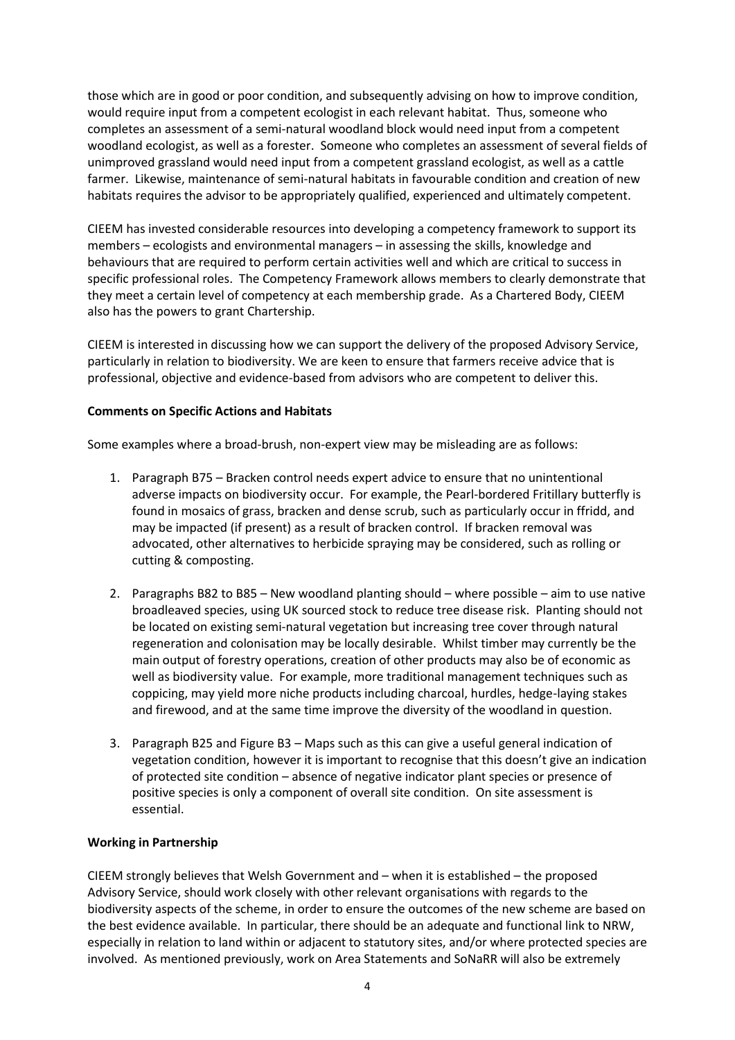those which are in good or poor condition, and subsequently advising on how to improve condition, would require input from a competent ecologist in each relevant habitat. Thus, someone who completes an assessment of a semi-natural woodland block would need input from a competent woodland ecologist, as well as a forester. Someone who completes an assessment of several fields of unimproved grassland would need input from a competent grassland ecologist, as well as a cattle farmer. Likewise, maintenance of semi-natural habitats in favourable condition and creation of new habitats requires the advisor to be appropriately qualified, experienced and ultimately competent.

CIEEM has invested considerable resources into developing a competency framework to support its members – ecologists and environmental managers – in assessing the skills, knowledge and behaviours that are required to perform certain activities well and which are critical to success in specific professional roles. The Competency Framework allows members to clearly demonstrate that they meet a certain level of competency at each membership grade. As a Chartered Body, CIEEM also has the powers to grant Chartership.

CIEEM is interested in discussing how we can support the delivery of the proposed Advisory Service, particularly in relation to biodiversity. We are keen to ensure that farmers receive advice that is professional, objective and evidence-based from advisors who are competent to deliver this.

**Comments on Specific Actions and Habitats**

Some examples where a broad-brush, non-expert view may be misleading are as follows:

1. Paragraph B75 – Bracken control needs expert advice to ensure that no unintentional adverse impacts on biodiversity occur. For example, the Pearl-bordered Fritillary butterfly is found in mosaics of grass, bracken and dense scrub, such as particularly occur in ffridd, and may be impacted (if present) as a result of bracken control. If bracken removal was advocated, other alternatives to herbicide spraying may be considered, such as rolling or cutting & composting.

2. Paragraphs B82 to B85 – New woodland planting should – where possible – aim to use native broadleaved species, using UK sourced stock to reduce tree disease risk. Planting should not be located on existing semi-natural vegetation but increasing tree cover through natural regeneration and colonisation may be locally desirable. Whilst timber may currently be the main output of forestry operations, creation of other products may also be of economic as well as biodiversity value. For example, more traditional management techniques such as coppicing, may yield more niche products including charcoal, hurdles, hedge-laying stakes and firewood, and at the same time improve the diversity of the woodland in question.

3. Paragraph B25 and Figure B3 – Maps such as this can give a useful general indication of vegetation condition, however it is important to recognise that this doesn't give an indication of protected site condition – absence of negative indicator plant species or presence of positive species is only a component of overall site condition. On site assessment is essential.

**Working in Partnership**

CIEEM strongly believes that Welsh Government and – when it is established – the proposed Advisory Service, should work closely with other relevant organisations with regards to the biodiversity aspects of the scheme, in order to ensure the outcomes of the new scheme are based on the best evidence available. In particular, there should be an adequate and functional link to NRW, especially in relation to land within or adjacent to statutory sites, and/or where protected species are involved. As mentioned previously, work on Area Statements and SoNaRR will also be extremely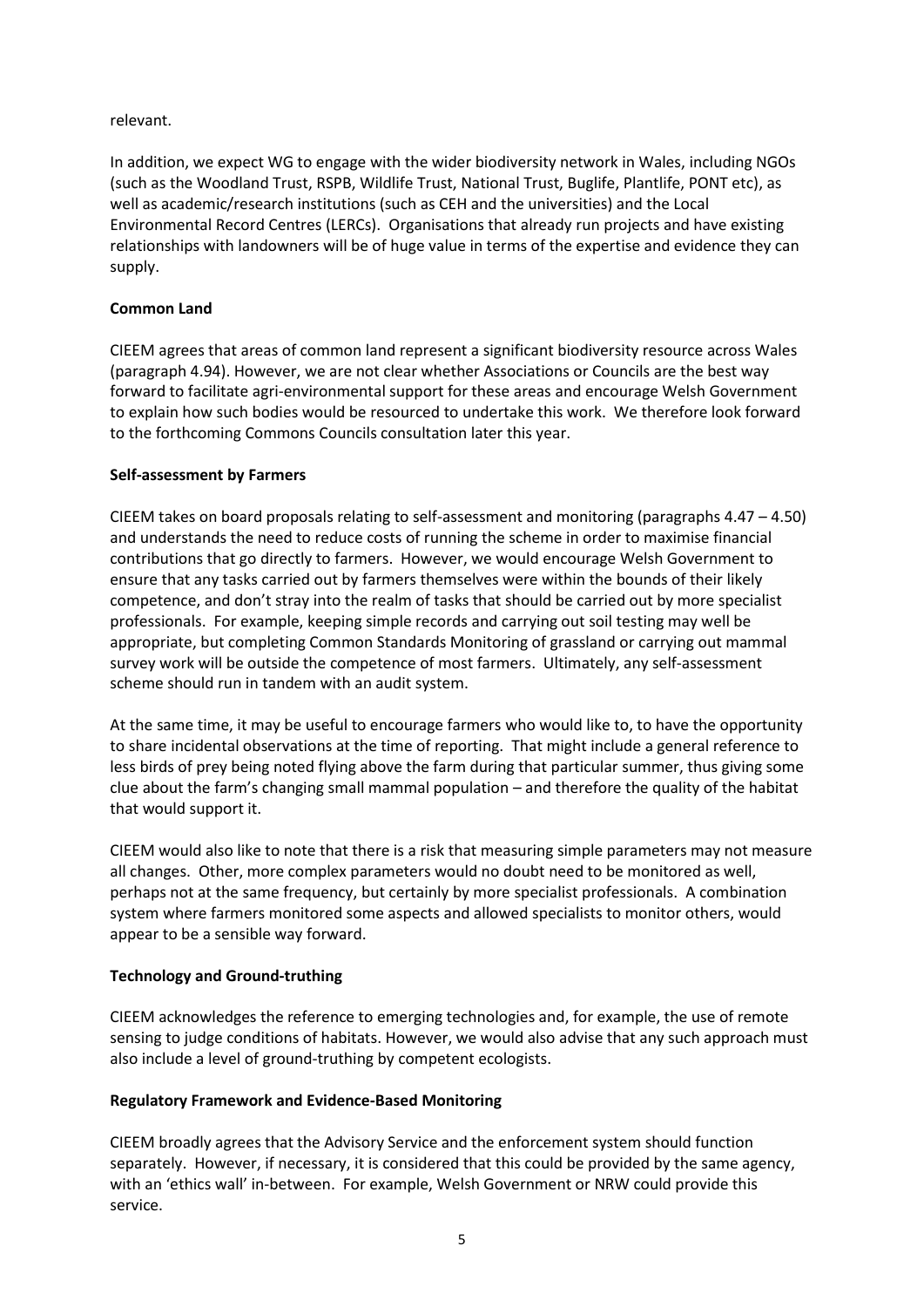relevant.

In addition, we expect WG to engage with the wider biodiversity network in Wales, including NGOs (such as the Woodland Trust, RSPB, Wildlife Trust, National Trust, Buglife, Plantlife, PONT etc), as well as academic/research institutions (such as CEH and the universities) and the Local Environmental Record Centres (LERCs). Organisations that already run projects and have existing relationships with landowners will be of huge value in terms of the expertise and evidence they can supply.

**Common Land**

CIEEM agrees that areas of common land represent a significant biodiversity resource across Wales (paragraph 4.94). However, we are not clear whether Associations or Councils are the best way forward to facilitate agri-environmental support for these areas and encourage Welsh Government to explain how such bodies would be resourced to undertake this work. We therefore look forward to the forthcoming Commons Councils consultation later this year.

**Self-assessment by Farmers**

CIEEM takes on board proposals relating to self-assessment and monitoring (paragraphs 4.47 – 4.50) and understands the need to reduce costs of running the scheme in order to maximise financial contributions that go directly to farmers. However, we would encourage Welsh Government to ensure that any tasks carried out by farmers themselves were within the bounds of their likely competence, and don't stray into the realm of tasks that should be carried out by more specialist professionals. For example, keeping simple records and carrying out soil testing may well be appropriate, but completing Common Standards Monitoring of grassland or carrying out mammal survey work will be outside the competence of most farmers. Ultimately, any self-assessment scheme should run in tandem with an audit system.

At the same time, it may be useful to encourage farmers who would like to, to have the opportunity to share incidental observations at the time of reporting. That might include a general reference to less birds of prey being noted flying above the farm during that particular summer, thus giving some clue about the farm's changing small mammal population – and therefore the quality of the habitat that would support it.

CIEEM would also like to note that there is a risk that measuring simple parameters may not measure all changes. Other, more complex parameters would no doubt need to be monitored as well, perhaps not at the same frequency, but certainly by more specialist professionals. A combination system where farmers monitored some aspects and allowed specialists to monitor others, would appear to be a sensible way forward.

**Technology and Ground-truthing**

CIEEM acknowledges the reference to emerging technologies and, for example, the use of remote sensing to judge conditions of habitats. However, we would also advise that any such approach must also include a level of ground-truthing by competent ecologists.

**Regulatory Framework and Evidence-Based Monitoring**

CIEEM broadly agrees that the Advisory Service and the enforcement system should function separately. However, if necessary, it is considered that this could be provided by the same agency, with an 'ethics wall' in-between. For example, Welsh Government or NRW could provide this service.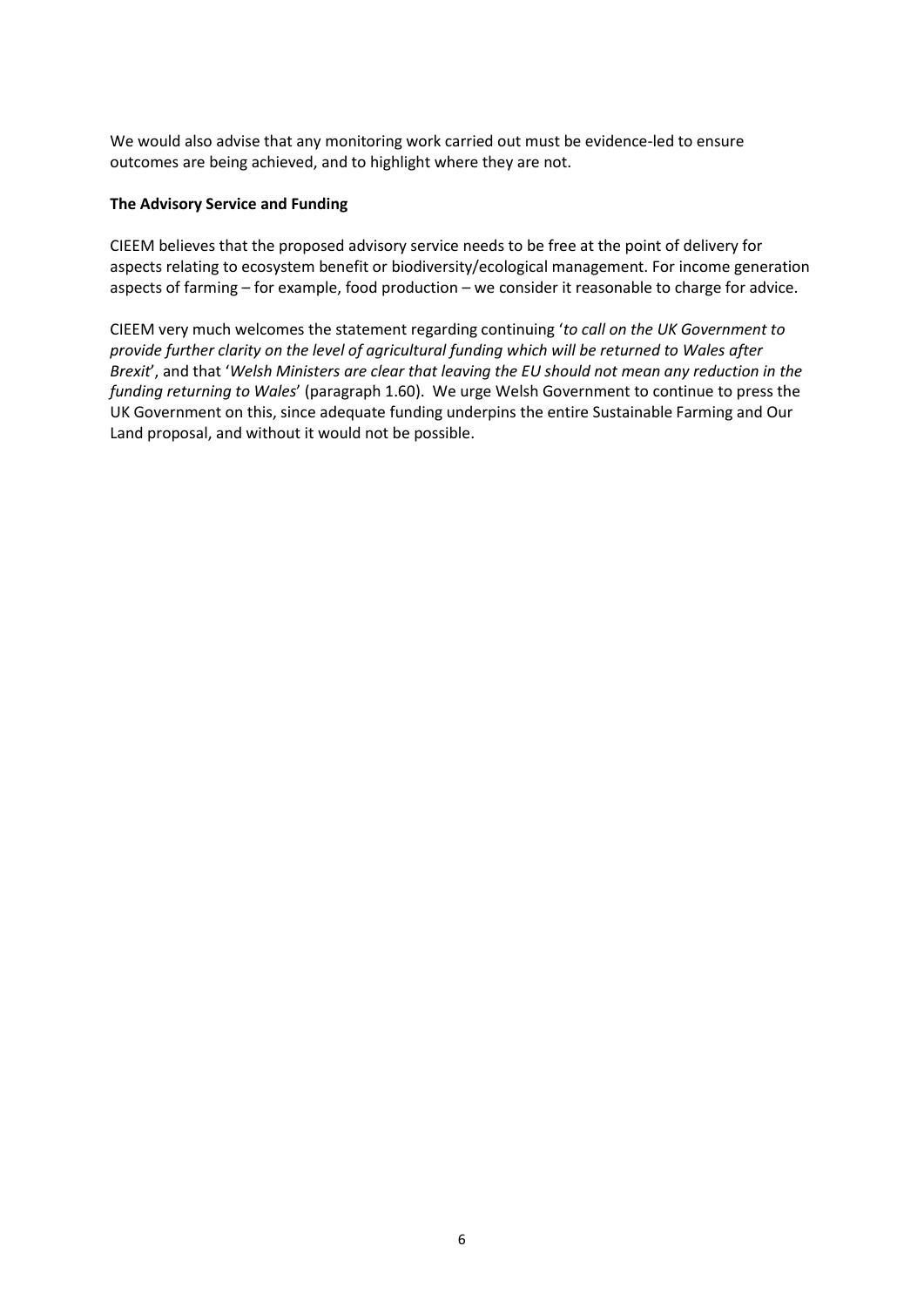We would also advise that any monitoring work carried out must be evidence-led to ensure outcomes are being achieved, and to highlight where they are not.

**The Advisory Service and Funding**

CIEEM believes that the proposed advisory service needs to be free at the point of delivery for aspects relating to ecosystem benefit or biodiversity/ecological management. For income generation aspects of farming – for example, food production – we consider it reasonable to charge for advice.

CIEEM very much welcomes the statement regarding continuing '*to call on the UK Government to provide further clarity on the level of agricultural funding which will be returned to Wales after Brexit*', and that '*Welsh Ministers are clear that leaving the EU should not mean any reduction in the funding returning to Wales*' (paragraph 1.60). We urge Welsh Government to continue to press the UK Government on this, since adequate funding underpins the entire Sustainable Farming and Our Land proposal, and without it would not be possible.